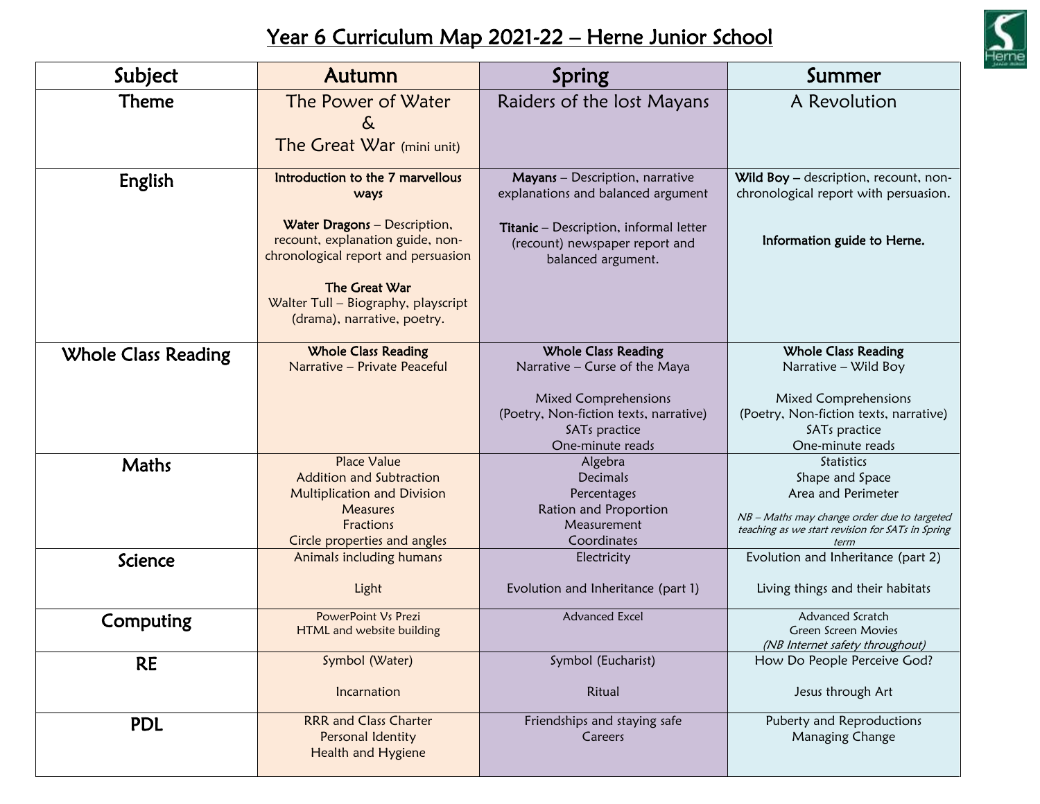# Year 6 Curriculum Map 2021-22 – Herne Junior School

| Subject | Autumn | Spring | Summer |
|---|---|---|---|
| Theme | The Power of Water<br>&<br>The Great War (mini unit) | Raiders of the lost Mayans | A Revolution |
| English | **Introduction to the 7 marvellous ways**<br><br>**Water Dragons** – Description, recount, explanation guide, non-chronological report and persuasion<br><br>**The Great War**<br>Walter Tull – Biography, playscript (drama), narrative, poetry. | **Mayans** – Description, narrative explanations and balanced argument<br><br>**Titanic** – Description, informal letter (recount) newspaper report and balanced argument. | **Wild Boy** – description, recount, non-chronological report with persuasion.<br><br>**Information guide to Herne.** |
| Whole Class Reading | **Whole Class Reading**<br>Narrative – Private Peaceful | **Whole Class Reading**<br>Narrative – Curse of the Maya<br><br>Mixed Comprehensions<br>(Poetry, Non-fiction texts, narrative)<br>SATs practice<br>One-minute reads | **Whole Class Reading**<br>Narrative – Wild Boy<br><br>Mixed Comprehensions<br>(Poetry, Non-fiction texts, narrative)<br>SATs practice<br>One-minute reads |
| Maths | Place Value<br>Addition and Subtraction<br>Multiplication and Division<br>Measures<br>Fractions<br>Circle properties and angles | Algebra<br>Decimals<br>Percentages<br>Ration and Proportion<br>Measurement<br>Coordinates | Statistics<br>Shape and Space<br>Area and Perimeter<br>*NB – Maths may change order due to targeted teaching as we start revision for SATs in Spring term* |
| Science | Animals including humans<br><br>Light | Electricity<br><br>Evolution and Inheritance (part 1) | Evolution and Inheritance (part 2)<br><br>Living things and their habitats |
| Computing | PowerPoint Vs Prezi<br>HTML and website building | Advanced Excel | Advanced Scratch<br>Green Screen Movies<br>*(NB Internet safety throughout)* |
| RE | Symbol (Water)<br><br>Incarnation | Symbol (Eucharist)<br><br>Ritual | How Do People Perceive God?<br><br>Jesus through Art |
| PDL | RRR and Class Charter<br>Personal Identity<br>Health and Hygiene | Friendships and staying safe<br>Careers | Puberty and Reproductions<br>Managing Change |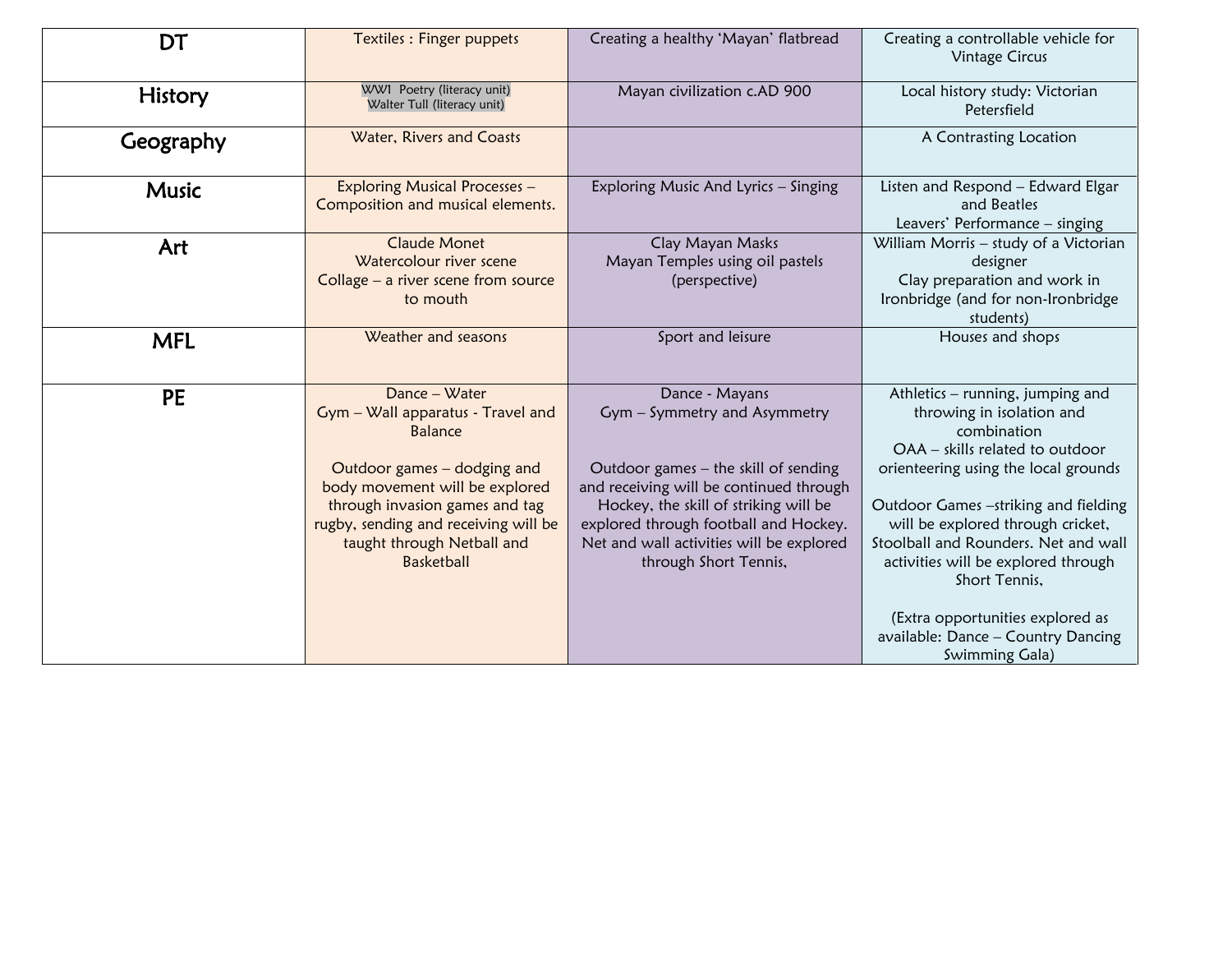| | | | |
|---|---|---|---|
| DT | Textiles : Finger puppets | Creating a healthy 'Mayan' flatbread | Creating a controllable vehicle for Vintage Circus |
| History | WW1 Poetry (literacy unit)<br>Walter Tull (literacy unit) | Mayan civilization c.AD 900 | Local history study: Victorian Petersfield |
| Geography | Water, Rivers and Coasts | | A Contrasting Location |
| Music | Exploring Musical Processes – Composition and musical elements. | Exploring Music And Lyrics – Singing | Listen and Respond – Edward Elgar and Beatles<br>Leavers' Performance – singing |
| Art | Claude Monet<br>Watercolour river scene<br>Collage – a river scene from source to mouth | Clay Mayan Masks<br>Mayan Temples using oil pastels (perspective) | William Morris – study of a Victorian designer<br>Clay preparation and work in Ironbridge (and for non-Ironbridge students) |
| MFL | Weather and seasons | Sport and leisure | Houses and shops |
| PE | Dance – Water<br>Gym – Wall apparatus - Travel and Balance<br><br>Outdoor games – dodging and body movement will be explored through invasion games and tag rugby, sending and receiving will be taught through Netball and Basketball | Dance - Mayans<br>Gym – Symmetry and Asymmetry<br><br>Outdoor games – the skill of sending and receiving will be continued through Hockey, the skill of striking will be explored through football and Hockey. Net and wall activities will be explored through Short Tennis, | Athletics – running, jumping and throwing in isolation and combination<br>OAA – skills related to outdoor orienteering using the local grounds<br><br>Outdoor Games –striking and fielding will be explored through cricket, Stoolball and Rounders. Net and wall activities will be explored through Short Tennis,<br><br>(Extra opportunities explored as available: Dance – Country Dancing Swimming Gala) |